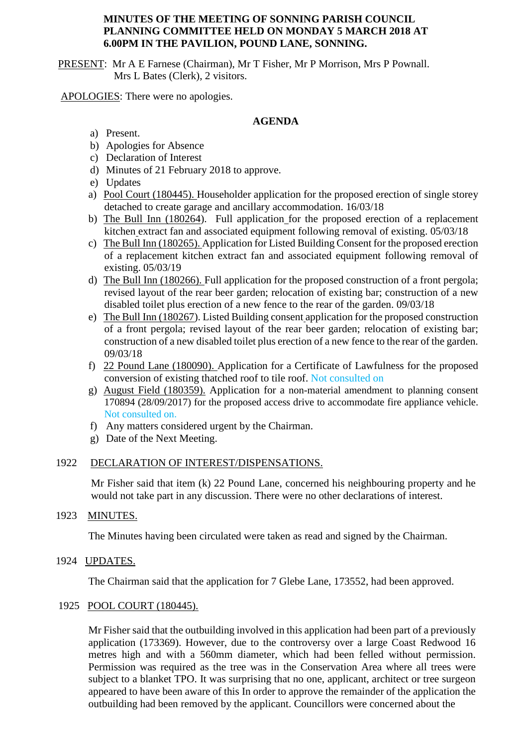# MINUTES OF THE MEETING OF SONNING PARISH COUNCIL PLANNING COMMITTEE HELD ON MONDAY 5 MARCH 2018 AT 6.00PM IN THE PAVILION, POUND LANE, SONNING.

PRESENT: Mr A E Farnese (Chairman), Mr T Fisher, Mr P Morrison, Mrs P Pownall. Mrs L Bates (Clerk), 2 visitors.

APOLOGIES: There were no apologies.

## AGENDA

a) Present.
b) Apologies for Absence
c) Declaration of Interest
d) Minutes of 21 February 2018 to approve.
e) Updates
a) Pool Court (180445). Householder application for the proposed erection of single storey detached to create garage and ancillary accommodation. 16/03/18
b) The Bull Inn (180264). Full application for the proposed erection of a replacement kitchen extract fan and associated equipment following removal of existing. 05/03/18
c) The Bull Inn (180265). Application for Listed Building Consent for the proposed erection of a replacement kitchen extract fan and associated equipment following removal of existing. 05/03/19
d) The Bull Inn (180266). Full application for the proposed construction of a front pergola; revised layout of the rear beer garden; relocation of existing bar; construction of a new disabled toilet plus erection of a new fence to the rear of the garden. 09/03/18
e) The Bull Inn (180267). Listed Building consent application for the proposed construction of a front pergola; revised layout of the rear beer garden; relocation of existing bar; construction of a new disabled toilet plus erection of a new fence to the rear of the garden. 09/03/18
f) 22 Pound Lane (180090). Application for a Certificate of Lawfulness for the proposed conversion of existing thatched roof to tile roof. Not consulted on
g) August Field (180359). Application for a non-material amendment to planning consent 170894 (28/09/2017) for the proposed access drive to accommodate fire appliance vehicle. Not consulted on.
f) Any matters considered urgent by the Chairman.
g) Date of the Next Meeting.

1922 DECLARATION OF INTEREST/DISPENSATIONS.

Mr Fisher said that item (k) 22 Pound Lane, concerned his neighbouring property and he would not take part in any discussion. There were no other declarations of interest.

1923 MINUTES.

The Minutes having been circulated were taken as read and signed by the Chairman.

1924 UPDATES.

The Chairman said that the application for 7 Glebe Lane, 173552, had been approved.

1925 POOL COURT (180445).

Mr Fisher said that the outbuilding involved in this application had been part of a previously application (173369). However, due to the controversy over a large Coast Redwood 16 metres high and with a 560mm diameter, which had been felled without permission. Permission was required as the tree was in the Conservation Area where all trees were subject to a blanket TPO. It was surprising that no one, applicant, architect or tree surgeon appeared to have been aware of this In order to approve the remainder of the application the outbuilding had been removed by the applicant. Councillors were concerned about the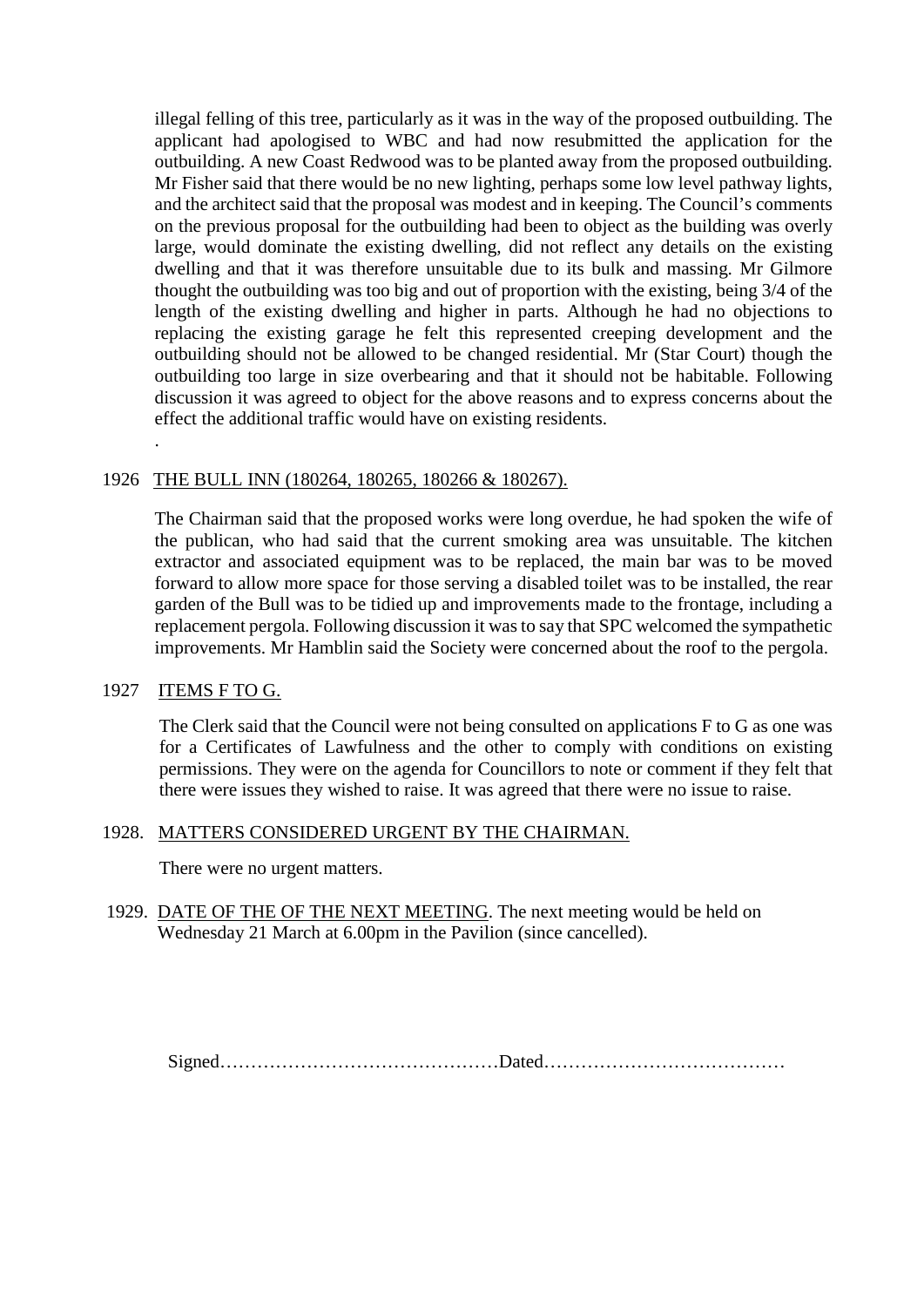illegal felling of this tree, particularly as it was in the way of the proposed outbuilding. The applicant had apologised to WBC and had now resubmitted the application for the outbuilding. A new Coast Redwood was to be planted away from the proposed outbuilding. Mr Fisher said that there would be no new lighting, perhaps some low level pathway lights, and the architect said that the proposal was modest and in keeping. The Council's comments on the previous proposal for the outbuilding had been to object as the building was overly large, would dominate the existing dwelling, did not reflect any details on the existing dwelling and that it was therefore unsuitable due to its bulk and massing. Mr Gilmore thought the outbuilding was too big and out of proportion with the existing, being 3/4 of the length of the existing dwelling and higher in parts. Although he had no objections to replacing the existing garage he felt this represented creeping development and the outbuilding should not be allowed to be changed residential. Mr (Star Court) though the outbuilding too large in size overbearing and that it should not be habitable. Following discussion it was agreed to object for the above reasons and to express concerns about the effect the additional traffic would have on existing residents.

.

1926 <u>THE BULL INN (180264, 180265, 180266 & 180267).</u>

The Chairman said that the proposed works were long overdue, he had spoken the wife of the publican, who had said that the current smoking area was unsuitable. The kitchen extractor and associated equipment was to be replaced, the main bar was to be moved forward to allow more space for those serving a disabled toilet was to be installed, the rear garden of the Bull was to be tidied up and improvements made to the frontage, including a replacement pergola. Following discussion it was to say that SPC welcomed the sympathetic improvements. Mr Hamblin said the Society were concerned about the roof to the pergola.

1927 <u>ITEMS F TO G.</u>

The Clerk said that the Council were not being consulted on applications F to G as one was for a Certificates of Lawfulness and the other to comply with conditions on existing permissions. They were on the agenda for Councillors to note or comment if they felt that there were issues they wished to raise. It was agreed that there were no issue to raise.

1928. <u>MATTERS CONSIDERED URGENT BY THE CHAIRMAN.</u>

There were no urgent matters.

1929. <u>DATE OF THE OF THE NEXT MEETING</u>. The next meeting would be held on Wednesday 21 March at 6.00pm in the Pavilion (since cancelled).

Signed………………………………………Dated…………………………………